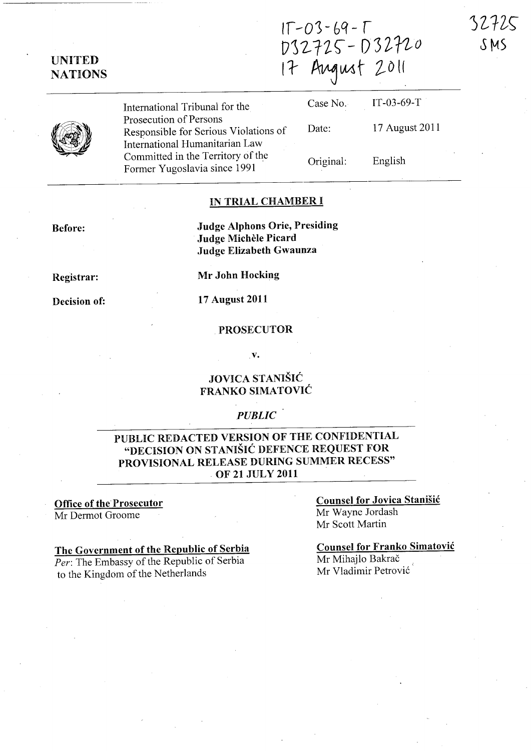IT-03-69-T
D32725 - D32720
17 August 2011

32725
SMS

**UNITED NATIONS**

| International Tribunal for the Prosecution of Persons Responsible for Serious Violations of International Humanitarian Law Committed in the Territory of the Former Yugoslavia since 1991 | Case No. | IT-03-69-T |
| --- | --- | --- |
| | Date: | 17 August 2011 |
| | Original: | English |

## IN TRIAL CHAMBER I

**Before:** **Judge Alphons Orie, Presiding**
**Judge Michèle Picard**
**Judge Elizabeth Gwaunza**

**Registrar:** **Mr John Hocking**

**Decision of:** **17 August 2011**

**PROSECUTOR**

**v.**

**JOVICA STANIŠIĆ**
**FRANKO SIMATOVIĆ**

***PUBLIC***

## PUBLIC REDACTED VERSION OF THE CONFIDENTIAL "DECISION ON STANIŠIĆ DEFENCE REQUEST FOR PROVISIONAL RELEASE DURING SUMMER RECESS" OF 21 JULY 2011

**Office of the Prosecutor**
Mr Dermot Groome

**The Government of the Republic of Serbia**
*Per*: The Embassy of the Republic of Serbia to the Kingdom of the Netherlands

**Counsel for Jovica Stanišić**
Mr Wayne Jordash
Mr Scott Martin

**Counsel for Franko Simatović**
Mr Mihajlo Bakrač
Mr Vladimir Petrović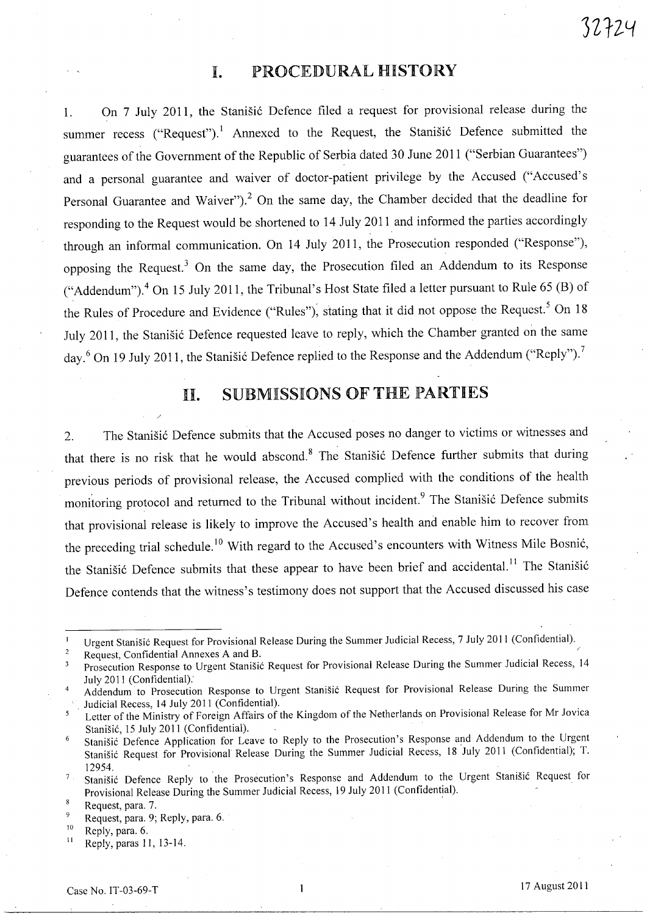# I. PROCEDURAL HISTORY

1. On 7 July 2011, the Stanišić Defence filed a request for provisional release during the summer recess ("Request").[1] Annexed to the Request, the Stanišić Defence submitted the guarantees of the Government of the Republic of Serbia dated 30 June 2011 ("Serbian Guarantees") and a personal guarantee and waiver of doctor-patient privilege by the Accused ("Accused's Personal Guarantee and Waiver").[2] On the same day, the Chamber decided that the deadline for responding to the Request would be shortened to 14 July 2011 and informed the parties accordingly through an informal communication. On 14 July 2011, the Prosecution responded ("Response"), opposing the Request.[3] On the same day, the Prosecution filed an Addendum to its Response ("Addendum").[4] On 15 July 2011, the Tribunal's Host State filed a letter pursuant to Rule 65 (B) of the Rules of Procedure and Evidence ("Rules"), stating that it did not oppose the Request.[5] On 18 July 2011, the Stanišić Defence requested leave to reply, which the Chamber granted on the same day.[6] On 19 July 2011, the Stanišić Defence replied to the Response and the Addendum ("Reply").[7]

# II. SUBMISSIONS OF THE PARTIES

2. The Stanišić Defence submits that the Accused poses no danger to victims or witnesses and that there is no risk that he would abscond.[8] The Stanišić Defence further submits that during previous periods of provisional release, the Accused complied with the conditions of the health monitoring protocol and returned to the Tribunal without incident.[9] The Stanišić Defence submits that provisional release is likely to improve the Accused's health and enable him to recover from the preceding trial schedule.[10] With regard to the Accused's encounters with Witness Mile Bosnić, the Stanišić Defence submits that these appear to have been brief and accidental.[11] The Stanišić Defence contends that the witness's testimony does not support that the Accused discussed his case

---

[1] Urgent Stanišić Request for Provisional Release During the Summer Judicial Recess, 7 July 2011 (Confidential).

[2] Request, Confidential Annexes A and B.

[3] Prosecution Response to Urgent Stanišić Request for Provisional Release During the Summer Judicial Recess, 14 July 2011 (Confidential).

[4] Addendum to Prosecution Response to Urgent Stanišić Request for Provisional Release During the Summer Judicial Recess, 14 July 2011 (Confidential).

[5] Letter of the Ministry of Foreign Affairs of the Kingdom of the Netherlands on Provisional Release for Mr Jovica Stanišić, 15 July 2011 (Confidential).

[6] Stanišić Defence Application for Leave to Reply to the Prosecution's Response and Addendum to the Urgent Stanišić Request for Provisional Release During the Summer Judicial Recess, 18 July 2011 (Confidential); T. 12954.

[7] Stanišić Defence Reply to the Prosecution's Response and Addendum to the Urgent Stanišić Request for Provisional Release During the Summer Judicial Recess, 19 July 2011 (Confidential).

[8] Request, para. 7.

[9] Request, para. 9; Reply, para. 6.

[10] Reply, para. 6.

[11] Reply, paras 11, 13-14.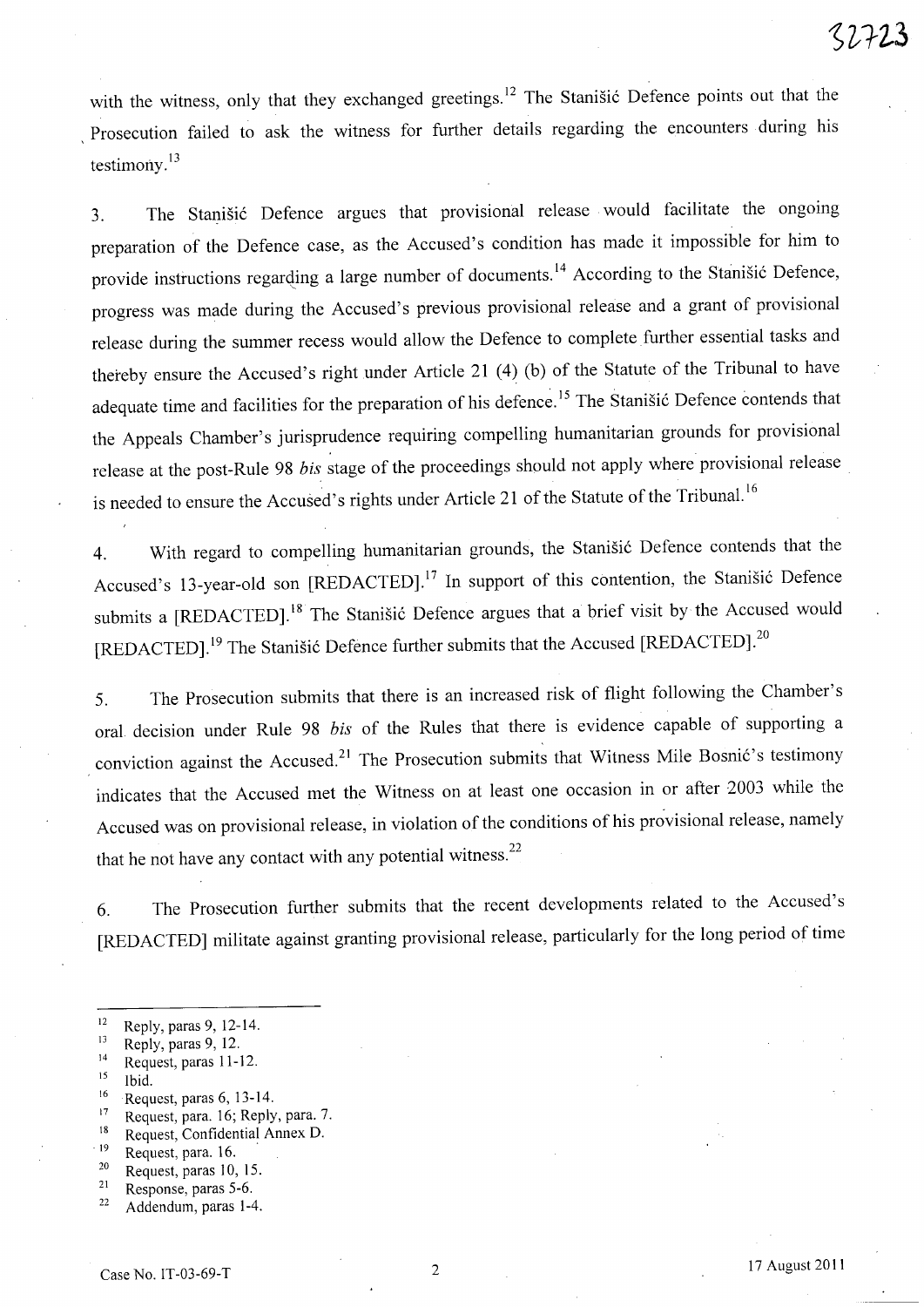with the witness, only that they exchanged greetings.[12] The Stanišić Defence points out that the Prosecution failed to ask the witness for further details regarding the encounters during his testimony.[13]

3. The Stanišić Defence argues that provisional release would facilitate the ongoing preparation of the Defence case, as the Accused's condition has made it impossible for him to provide instructions regarding a large number of documents.[14] According to the Stanišić Defence, progress was made during the Accused's previous provisional release and a grant of provisional release during the summer recess would allow the Defence to complete further essential tasks and thereby ensure the Accused's right under Article 21 (4) (b) of the Statute of the Tribunal to have adequate time and facilities for the preparation of his defence.[15] The Stanišić Defence contends that the Appeals Chamber's jurisprudence requiring compelling humanitarian grounds for provisional release at the post-Rule 98 *bis* stage of the proceedings should not apply where provisional release is needed to ensure the Accused's rights under Article 21 of the Statute of the Tribunal.[16]

4. With regard to compelling humanitarian grounds, the Stanišić Defence contends that the Accused's 13-year-old son [REDACTED].[17] In support of this contention, the Stanišić Defence submits a [REDACTED].[18] The Stanišić Defence argues that a brief visit by the Accused would [REDACTED].[19] The Stanišić Defence further submits that the Accused [REDACTED].[20]

5. The Prosecution submits that there is an increased risk of flight following the Chamber's oral decision under Rule 98 *bis* of the Rules that there is evidence capable of supporting a conviction against the Accused.[21] The Prosecution submits that Witness Mile Bosnić's testimony indicates that the Accused met the Witness on at least one occasion in or after 2003 while the Accused was on provisional release, in violation of the conditions of his provisional release, namely that he not have any contact with any potential witness.[22]

6. The Prosecution further submits that the recent developments related to the Accused's [REDACTED] militate against granting provisional release, particularly for the long period of time

---

[12] Reply, paras 9, 12-14.
[13] Reply, paras 9, 12.
[14] Request, paras 11-12.
[15] Ibid.
[16] Request, paras 6, 13-14.
[17] Request, para. 16; Reply, para. 7.
[18] Request, Confidential Annex D.
[19] Request, para. 16.
[20] Request, paras 10, 15.
[21] Response, paras 5-6.
[22] Addendum, paras 1-4.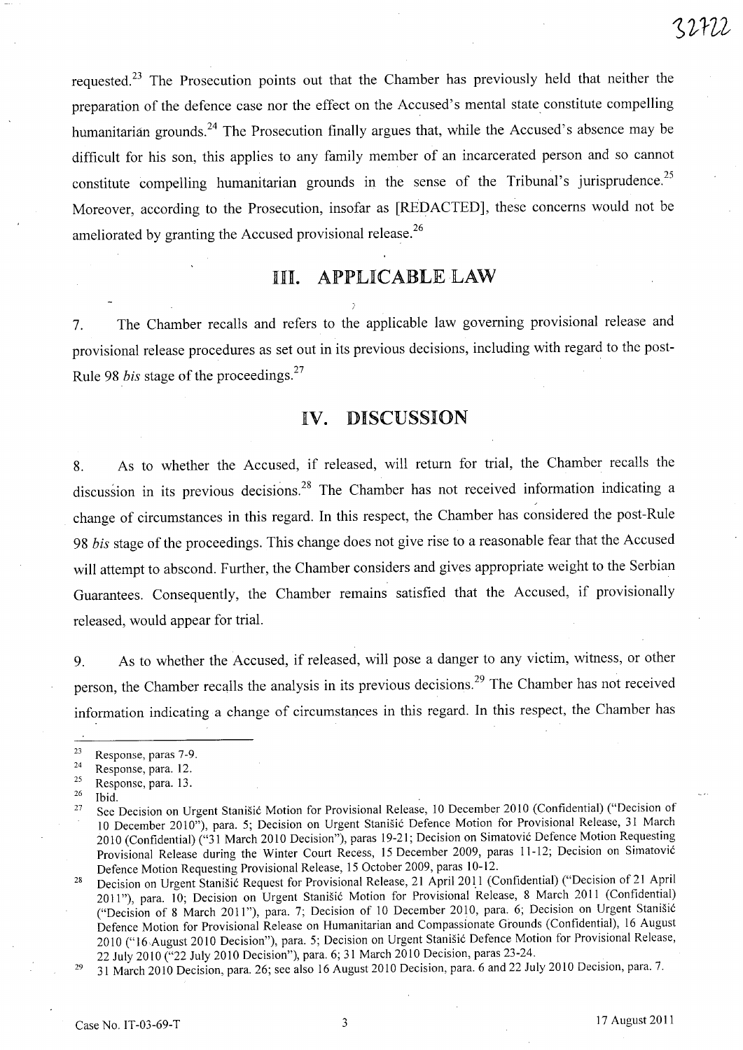requested.[23] The Prosecution points out that the Chamber has previously held that neither the preparation of the defence case nor the effect on the Accused's mental state constitute compelling humanitarian grounds.[24] The Prosecution finally argues that, while the Accused's absence may be difficult for his son, this applies to any family member of an incarcerated person and so cannot constitute compelling humanitarian grounds in the sense of the Tribunal's jurisprudence.[25] Moreover, according to the Prosecution, insofar as [REDACTED], these concerns would not be ameliorated by granting the Accused provisional release.[26]

## III. APPLICABLE LAW

7. The Chamber recalls and refers to the applicable law governing provisional release and provisional release procedures as set out in its previous decisions, including with regard to the post-Rule 98 *bis* stage of the proceedings.[27]

## IV. DISCUSSION

8. As to whether the Accused, if released, will return for trial, the Chamber recalls the discussion in its previous decisions.[28] The Chamber has not received information indicating a change of circumstances in this regard. In this respect, the Chamber has considered the post-Rule 98 *bis* stage of the proceedings. This change does not give rise to a reasonable fear that the Accused will attempt to abscond. Further, the Chamber considers and gives appropriate weight to the Serbian Guarantees. Consequently, the Chamber remains satisfied that the Accused, if provisionally released, would appear for trial.

9. As to whether the Accused, if released, will pose a danger to any victim, witness, or other person, the Chamber recalls the analysis in its previous decisions.[29] The Chamber has not received information indicating a change of circumstances in this regard. In this respect, the Chamber has

---

[23] Response, paras 7-9.

[24] Response, para. 12.

[25] Response, para. 13.

[26] Ibid.

[27] See Decision on Urgent Stanišić Motion for Provisional Release, 10 December 2010 (Confidential) ("Decision of 10 December 2010"), para. 5; Decision on Urgent Stanišić Defence Motion for Provisional Release, 31 March 2010 (Confidential) ("31 March 2010 Decision"), paras 19-21; Decision on Simatović Defence Motion Requesting Provisional Release during the Winter Court Recess, 15 December 2009, paras 11-12; Decision on Simatović Defence Motion Requesting Provisional Release, 15 October 2009, paras 10-12.

[28] Decision on Urgent Stanišić Request for Provisional Release, 21 April 2011 (Confidential) ("Decision of 21 April 2011"), para. 10; Decision on Urgent Stanišić Motion for Provisional Release, 8 March 2011 (Confidential) ("Decision of 8 March 2011"), para. 7; Decision of 10 December 2010, para. 6; Decision on Urgent Stanišić Defence Motion for Provisional Release on Humanitarian and Compassionate Grounds (Confidential), 16 August 2010 ("16 August 2010 Decision"), para. 5; Decision on Urgent Stanišić Defence Motion for Provisional Release, 22 July 2010 ("22 July 2010 Decision"), para. 6; 31 March 2010 Decision, paras 23-24.

[29] 31 March 2010 Decision, para. 26; see also 16 August 2010 Decision, para. 6 and 22 July 2010 Decision, para. 7.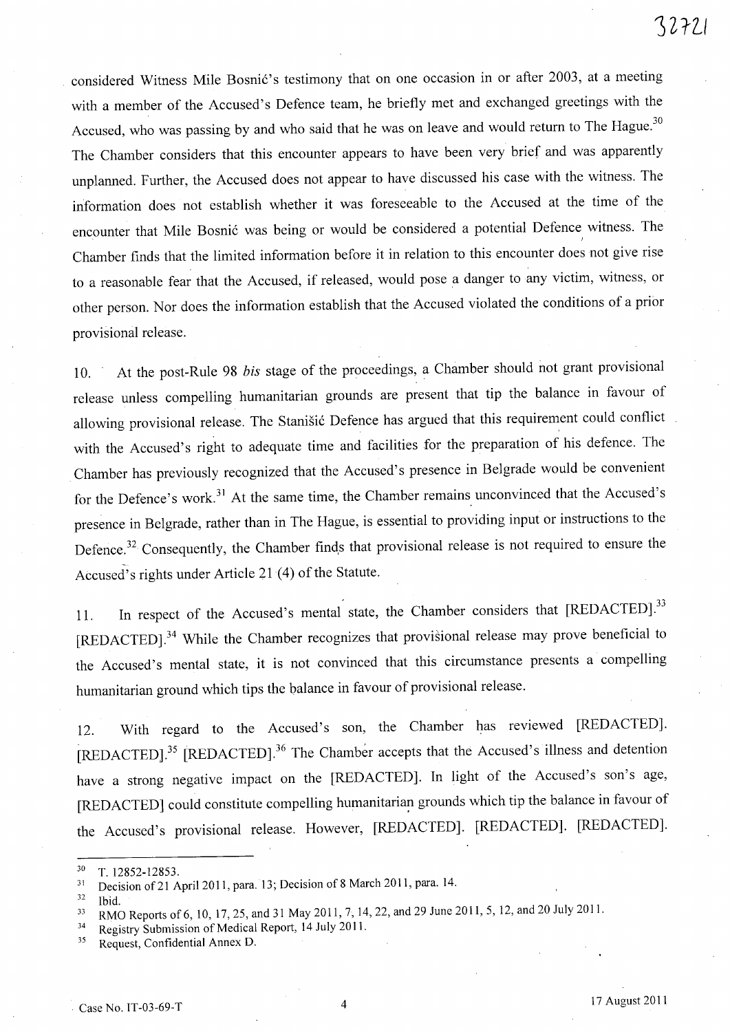considered Witness Mile Bosnić's testimony that on one occasion in or after 2003, at a meeting with a member of the Accused's Defence team, he briefly met and exchanged greetings with the Accused, who was passing by and who said that he was on leave and would return to The Hague.[30] The Chamber considers that this encounter appears to have been very brief and was apparently unplanned. Further, the Accused does not appear to have discussed his case with the witness. The information does not establish whether it was foreseeable to the Accused at the time of the encounter that Mile Bosnić was being or would be considered a potential Defence witness. The Chamber finds that the limited information before it in relation to this encounter does not give rise to a reasonable fear that the Accused, if released, would pose a danger to any victim, witness, or other person. Nor does the information establish that the Accused violated the conditions of a prior provisional release.

10. At the post-Rule 98 *bis* stage of the proceedings, a Chamber should not grant provisional release unless compelling humanitarian grounds are present that tip the balance in favour of allowing provisional release. The Stanišić Defence has argued that this requirement could conflict with the Accused's right to adequate time and facilities for the preparation of his defence. The Chamber has previously recognized that the Accused's presence in Belgrade would be convenient for the Defence's work.[31] At the same time, the Chamber remains unconvinced that the Accused's presence in Belgrade, rather than in The Hague, is essential to providing input or instructions to the Defence.[32] Consequently, the Chamber finds that provisional release is not required to ensure the Accused's rights under Article 21 (4) of the Statute.

11. In respect of the Accused's mental state, the Chamber considers that [REDACTED].[33] [REDACTED].[34] While the Chamber recognizes that provisional release may prove beneficial to the Accused's mental state, it is not convinced that this circumstance presents a compelling humanitarian ground which tips the balance in favour of provisional release.

12. With regard to the Accused's son, the Chamber has reviewed [REDACTED]. [REDACTED].[35] [REDACTED].[36] The Chamber accepts that the Accused's illness and detention have a strong negative impact on the [REDACTED]. In light of the Accused's son's age, [REDACTED] could constitute compelling humanitarian grounds which tip the balance in favour of the Accused's provisional release. However, [REDACTED]. [REDACTED]. [REDACTED].

---

[30] T. 12852-12853.

[31] Decision of 21 April 2011, para. 13; Decision of 8 March 2011, para. 14.

[32] Ibid.

[33] RMO Reports of 6, 10, 17, 25, and 31 May 2011, 7, 14, 22, and 29 June 2011, 5, 12, and 20 July 2011.

[34] Registry Submission of Medical Report, 14 July 2011.

[35] Request, Confidential Annex D.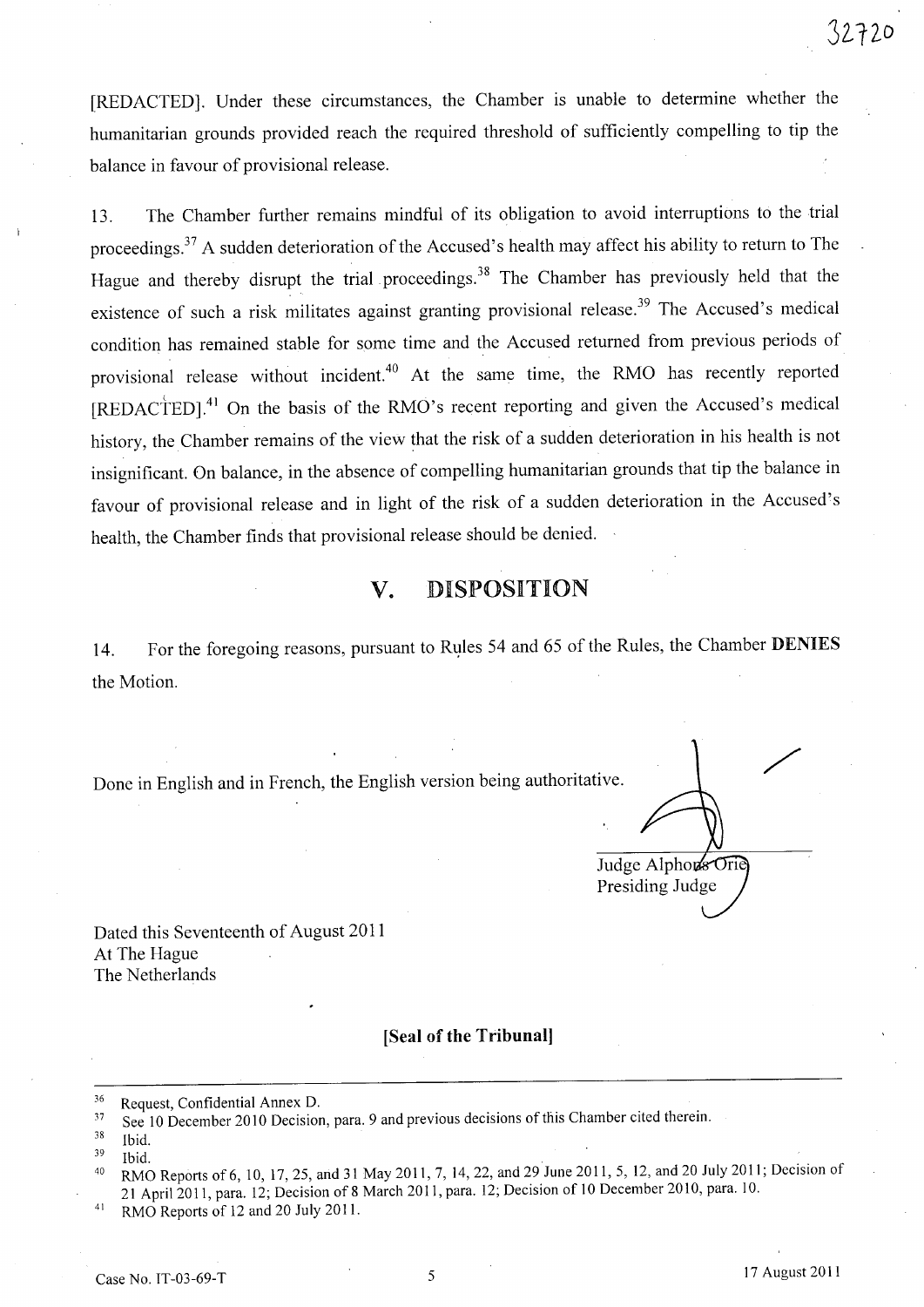[REDACTED]. Under these circumstances, the Chamber is unable to determine whether the humanitarian grounds provided reach the required threshold of sufficiently compelling to tip the balance in favour of provisional release.

13. The Chamber further remains mindful of its obligation to avoid interruptions to the trial proceedings.[37] A sudden deterioration of the Accused's health may affect his ability to return to The Hague and thereby disrupt the trial proceedings.[38] The Chamber has previously held that the existence of such a risk militates against granting provisional release.[39] The Accused's medical condition has remained stable for some time and the Accused returned from previous periods of provisional release without incident.[40] At the same time, the RMO has recently reported [REDACTED].[41] On the basis of the RMO's recent reporting and given the Accused's medical history, the Chamber remains of the view that the risk of a sudden deterioration in his health is not insignificant. On balance, in the absence of compelling humanitarian grounds that tip the balance in favour of provisional release and in light of the risk of a sudden deterioration in the Accused's health, the Chamber finds that provisional release should be denied.

## V. DISPOSITION

14. For the foregoing reasons, pursuant to Rules 54 and 65 of the Rules, the Chamber **DENIES** the Motion.

Done in English and in French, the English version being authoritative.

Judge Alphons Orie
Presiding Judge

Dated this Seventeenth of August 2011
At The Hague
The Netherlands

**[Seal of the Tribunal]**

---

36 Request, Confidential Annex D.

37 See 10 December 2010 Decision, para. 9 and previous decisions of this Chamber cited therein.

38 Ibid.

39 Ibid.

40 RMO Reports of 6, 10, 17, 25, and 31 May 2011, 7, 14, 22, and 29 June 2011, 5, 12, and 20 July 2011; Decision of 21 April 2011, para. 12; Decision of 8 March 2011, para. 12; Decision of 10 December 2010, para. 10.

41 RMO Reports of 12 and 20 July 2011.